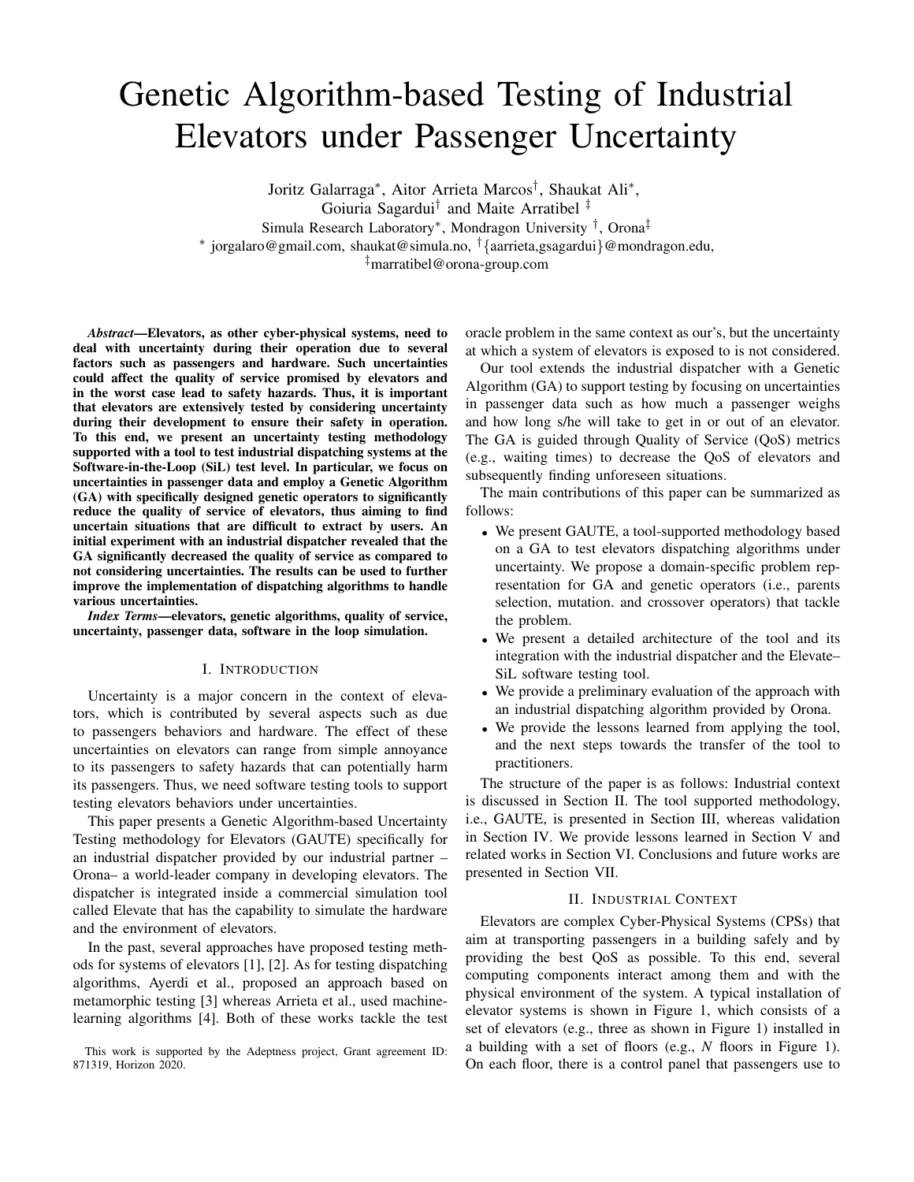# Genetic Algorithm-based Testing of Industrial Elevators under Passenger Uncertainty

Joritz Galarraga*, Aitor Arrieta Marcos†, Shaukat Ali*, Goiuria Sagardui† and Maite Arratibel ‡

Simula Research Laboratory*, Mondragon University †, Orona‡

* jorgalaro@gmail.com, shaukat@simula.no, †{aarrieta,gsagardui}@mondragon.edu, ‡marratibel@orona-group.com

***Abstract*—Elevators, as other cyber-physical systems, need to deal with uncertainty during their operation due to several factors such as passengers and hardware. Such uncertainties could affect the quality of service promised by elevators and in the worst case lead to safety hazards. Thus, it is important that elevators are extensively tested by considering uncertainty during their development to ensure their safety in operation. To this end, we present an uncertainty testing methodology supported with a tool to test industrial dispatching systems at the Software-in-the-Loop (SiL) test level. In particular, we focus on uncertainties in passenger data and employ a Genetic Algorithm (GA) with specifically designed genetic operators to significantly reduce the quality of service of elevators, thus aiming to find uncertain situations that are difficult to extract by users. An initial experiment with an industrial dispatcher revealed that the GA significantly decreased the quality of service as compared to not considering uncertainties. The results can be used to further improve the implementation of dispatching algorithms to handle various uncertainties.**

***Index Terms*—elevators, genetic algorithms, quality of service, uncertainty, passenger data, software in the loop simulation.**

## I. Introduction

Uncertainty is a major concern in the context of elevators, which is contributed by several aspects such as due to passengers behaviors and hardware. The effect of these uncertainties on elevators can range from simple annoyance to its passengers to safety hazards that can potentially harm its passengers. Thus, we need software testing tools to support testing elevators behaviors under uncertainties.

This paper presents a Genetic Algorithm-based Uncertainty Testing methodology for Elevators (GAUTE) specifically for an industrial dispatcher provided by our industrial partner – Orona– a world-leader company in developing elevators. The dispatcher is integrated inside a commercial simulation tool called Elevate that has the capability to simulate the hardware and the environment of elevators.

In the past, several approaches have proposed testing methods for systems of elevators [1], [2]. As for testing dispatching algorithms, Ayerdi et al., proposed an approach based on metamorphic testing [3] whereas Arrieta et al., used machine-learning algorithms [4]. Both of these works tackle the test oracle problem in the same context as our's, but the uncertainty at which a system of elevators is exposed to is not considered.

Our tool extends the industrial dispatcher with a Genetic Algorithm (GA) to support testing by focusing on uncertainties in passenger data such as how much a passenger weighs and how long s/he will take to get in or out of an elevator. The GA is guided through Quality of Service (QoS) metrics (e.g., waiting times) to decrease the QoS of elevators and subsequently finding unforeseen situations.

The main contributions of this paper can be summarized as follows:

- We present GAUTE, a tool-supported methodology based on a GA to test elevators dispatching algorithms under uncertainty. We propose a domain-specific problem representation for GA and genetic operators (i.e., parents selection, mutation. and crossover operators) that tackle the problem.
- We present a detailed architecture of the tool and its integration with the industrial dispatcher and the Elevate–SiL software testing tool.
- We provide a preliminary evaluation of the approach with an industrial dispatching algorithm provided by Orona.
- We provide the lessons learned from applying the tool, and the next steps towards the transfer of the tool to practitioners.

The structure of the paper is as follows: Industrial context is discussed in Section II. The tool supported methodology, i.e., GAUTE, is presented in Section III, whereas validation in Section IV. We provide lessons learned in Section V and related works in Section VI. Conclusions and future works are presented in Section VII.

## II. Industrial Context

Elevators are complex Cyber-Physical Systems (CPSs) that aim at transporting passengers in a building safely and by providing the best QoS as possible. To this end, several computing components interact among them and with the physical environment of the system. A typical installation of elevator systems is shown in Figure 1, which consists of a set of elevators (e.g., three as shown in Figure 1) installed in a building with a set of floors (e.g., *N* floors in Figure 1). On each floor, there is a control panel that passengers use to

This work is supported by the Adeptness project, Grant agreement ID: 871319, Horizon 2020.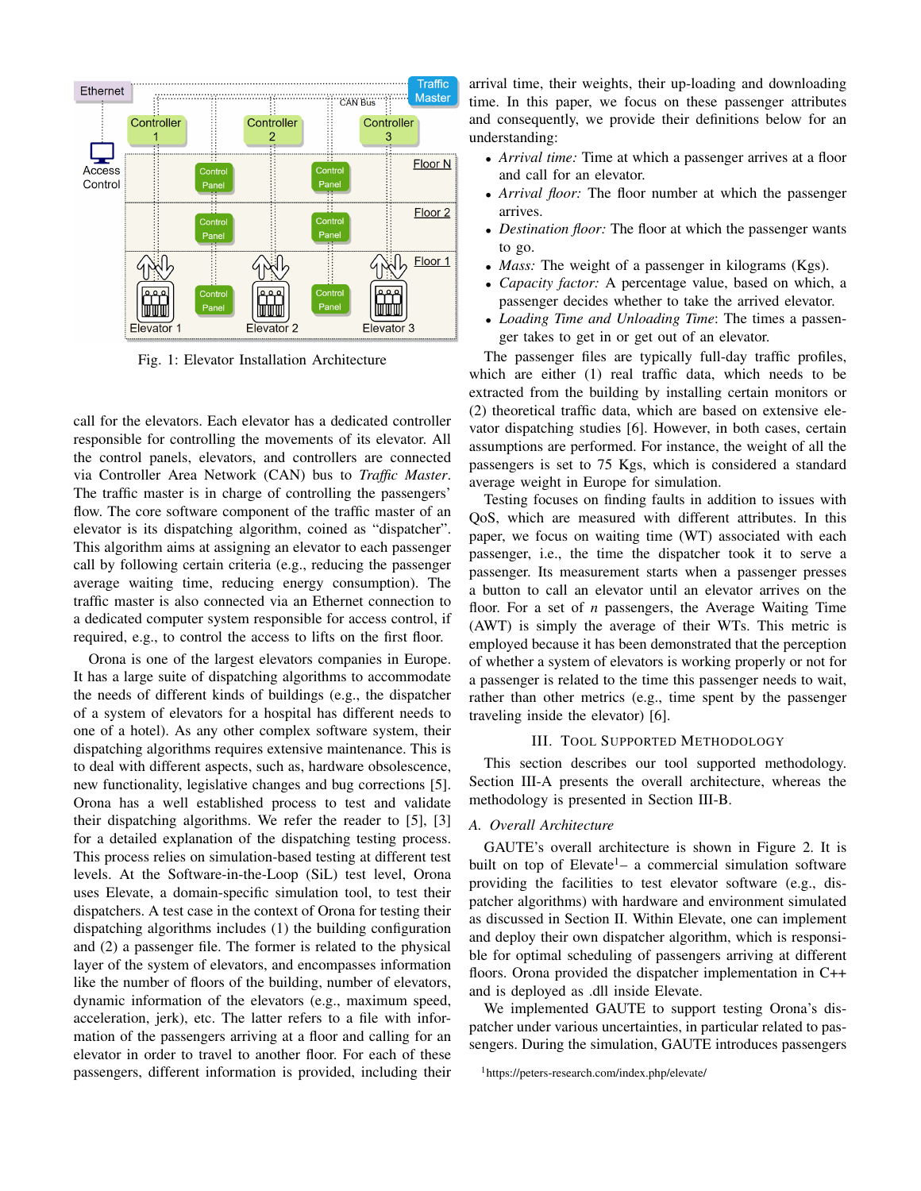Fig. 1: Elevator Installation Architecture

call for the elevators. Each elevator has a dedicated controller responsible for controlling the movements of its elevator. All the control panels, elevators, and controllers are connected via Controller Area Network (CAN) bus to *Traffic Master*. The traffic master is in charge of controlling the passengers' flow. The core software component of the traffic master of an elevator is its dispatching algorithm, coined as "dispatcher". This algorithm aims at assigning an elevator to each passenger call by following certain criteria (e.g., reducing the passenger average waiting time, reducing energy consumption). The traffic master is also connected via an Ethernet connection to a dedicated computer system responsible for access control, if required, e.g., to control the access to lifts on the first floor.

Orona is one of the largest elevators companies in Europe. It has a large suite of dispatching algorithms to accommodate the needs of different kinds of buildings (e.g., the dispatcher of a system of elevators for a hospital has different needs to one of a hotel). As any other complex software system, their dispatching algorithms requires extensive maintenance. This is to deal with different aspects, such as, hardware obsolescence, new functionality, legislative changes and bug corrections [5]. Orona has a well established process to test and validate their dispatching algorithms. We refer the reader to [5], [3] for a detailed explanation of the dispatching testing process. This process relies on simulation-based testing at different test levels. At the Software-in-the-Loop (SiL) test level, Orona uses Elevate, a domain-specific simulation tool, to test their dispatchers. A test case in the context of Orona for testing their dispatching algorithms includes (1) the building configuration and (2) a passenger file. The former is related to the physical layer of the system of elevators, and encompasses information like the number of floors of the building, number of elevators, dynamic information of the elevators (e.g., maximum speed, acceleration, jerk), etc. The latter refers to a file with information of the passengers arriving at a floor and calling for an elevator in order to travel to another floor. For each of these passengers, different information is provided, including their arrival time, their weights, their up-loading and downloading time. In this paper, we focus on these passenger attributes and consequently, we provide their definitions below for an understanding:

- *Arrival time:* Time at which a passenger arrives at a floor and call for an elevator.
- *Arrival floor:* The floor number at which the passenger arrives.
- *Destination floor:* The floor at which the passenger wants to go.
- *Mass:* The weight of a passenger in kilograms (Kgs).
- *Capacity factor:* A percentage value, based on which, a passenger decides whether to take the arrived elevator.
- *Loading Time and Unloading Time*: The times a passenger takes to get in or get out of an elevator.

The passenger files are typically full-day traffic profiles, which are either (1) real traffic data, which needs to be extracted from the building by installing certain monitors or (2) theoretical traffic data, which are based on extensive elevator dispatching studies [6]. However, in both cases, certain assumptions are performed. For instance, the weight of all the passengers is set to 75 Kgs, which is considered a standard average weight in Europe for simulation.

Testing focuses on finding faults in addition to issues with QoS, which are measured with different attributes. In this paper, we focus on waiting time (WT) associated with each passenger, i.e., the time the dispatcher took it to serve a passenger. Its measurement starts when a passenger presses a button to call an elevator until an elevator arrives on the floor. For a set of $n$ passengers, the Average Waiting Time (AWT) is simply the average of their WTs. This metric is employed because it has been demonstrated that the perception of whether a system of elevators is working properly or not for a passenger is related to the time this passenger needs to wait, rather than other metrics (e.g., time spent by the passenger traveling inside the elevator) [6].

## III. Tool Supported Methodology

This section describes our tool supported methodology. Section III-A presents the overall architecture, whereas the methodology is presented in Section III-B.

### A. Overall Architecture

GAUTE's overall architecture is shown in Figure 2. It is built on top of Elevate[1]– a commercial simulation software providing the facilities to test elevator software (e.g., dispatcher algorithms) with hardware and environment simulated as discussed in Section II. Within Elevate, one can implement and deploy their own dispatcher algorithm, which is responsible for optimal scheduling of passengers arriving at different floors. Orona provided the dispatcher implementation in C++ and is deployed as .dll inside Elevate.

We implemented GAUTE to support testing Orona's dispatcher under various uncertainties, in particular related to passengers. During the simulation, GAUTE introduces passengers

[1] https://peters-research.com/index.php/elevate/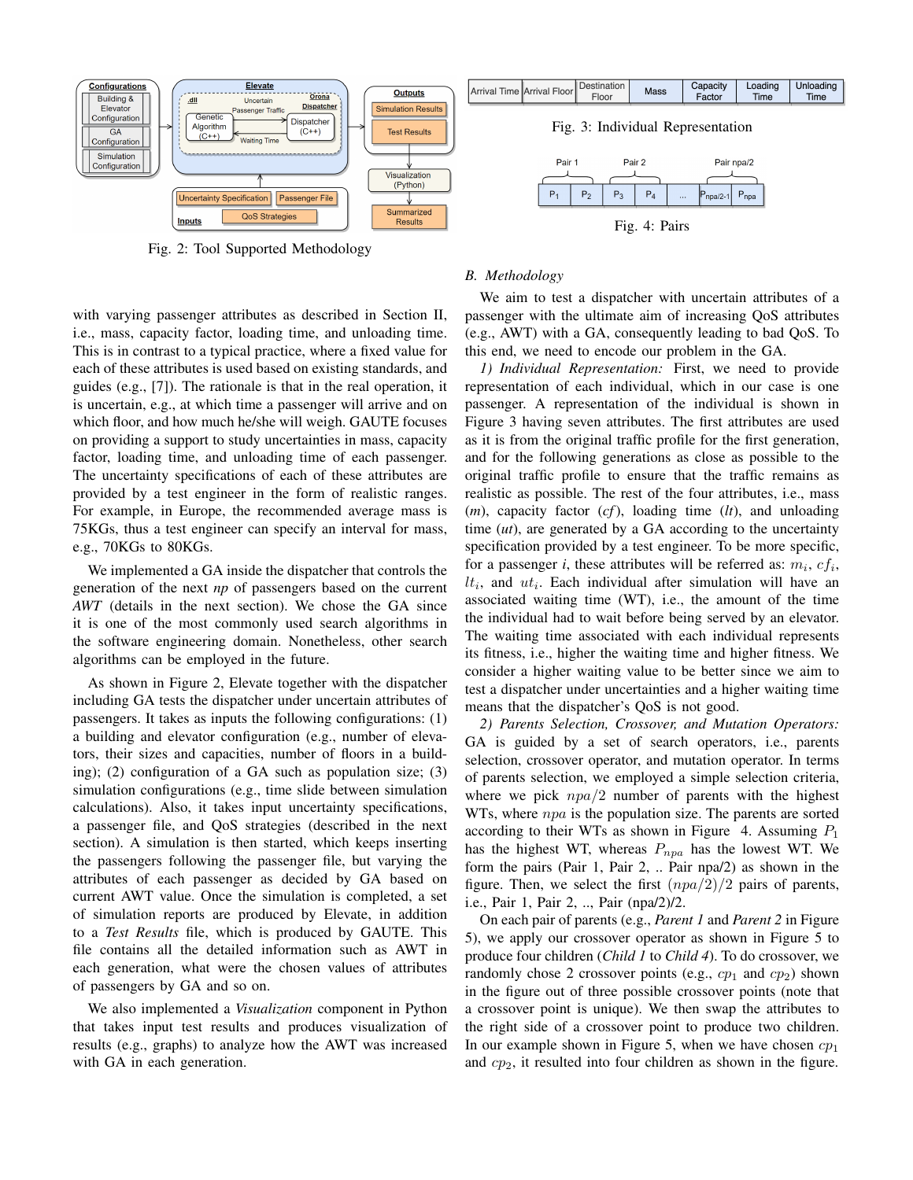Fig. 2: Tool Supported Methodology

| Arrival Time | Arrival Floor | Destination Floor | Mass | Capacity Factor | Loading Time | Unloading Time |
| --- | --- | --- | --- | --- | --- | --- |

Fig. 3: Individual Representation

Fig. 4: Pairs

with varying passenger attributes as described in Section II, i.e., mass, capacity factor, loading time, and unloading time. This is in contrast to a typical practice, where a fixed value for each of these attributes is used based on existing standards, and guides (e.g., [7]). The rationale is that in the real operation, it is uncertain, e.g., at which time a passenger will arrive and on which floor, and how much he/she will weigh. GAUTE focuses on providing a support to study uncertainties in mass, capacity factor, loading time, and unloading time of each passenger. The uncertainty specifications of each of these attributes are provided by a test engineer in the form of realistic ranges. For example, in Europe, the recommended average mass is 75KGs, thus a test engineer can specify an interval for mass, e.g., 70KGs to 80KGs.

We implemented a GA inside the dispatcher that controls the generation of the next *np* of passengers based on the current *AWT* (details in the next section). We chose the GA since it is one of the most commonly used search algorithms in the software engineering domain. Nonetheless, other search algorithms can be employed in the future.

As shown in Figure 2, Elevate together with the dispatcher including GA tests the dispatcher under uncertain attributes of passengers. It takes as inputs the following configurations: (1) a building and elevator configuration (e.g., number of elevators, their sizes and capacities, number of floors in a building); (2) configuration of a GA such as population size; (3) simulation configurations (e.g., time slide between simulation calculations). Also, it takes input uncertainty specifications, a passenger file, and QoS strategies (described in the next section). A simulation is then started, which keeps inserting the passengers following the passenger file, but varying the attributes of each passenger as decided by GA based on current AWT value. Once the simulation is completed, a set of simulation reports are produced by Elevate, in addition to a *Test Results* file, which is produced by GAUTE. This file contains all the detailed information such as AWT in each generation, what were the chosen values of attributes of passengers by GA and so on.

We also implemented a *Visualization* component in Python that takes input test results and produces visualization of results (e.g., graphs) to analyze how the AWT was increased with GA in each generation.

### B. Methodology

We aim to test a dispatcher with uncertain attributes of a passenger with the ultimate aim of increasing QoS attributes (e.g., AWT) with a GA, consequently leading to bad QoS. To this end, we need to encode our problem in the GA.

*1) Individual Representation:* First, we need to provide representation of each individual, which in our case is one passenger. A representation of the individual is shown in Figure 3 having seven attributes. The first attributes are used as it is from the original traffic profile for the first generation, and for the following generations as close as possible to the original traffic profile to ensure that the traffic remains as realistic as possible. The rest of the four attributes, i.e., mass ($m$), capacity factor ($cf$), loading time ($lt$), and unloading time ($ut$), are generated by a GA according to the uncertainty specification provided by a test engineer. To be more specific, for a passenger $i$, these attributes will be referred as: $m_i$, $cf_i$, $lt_i$, and $ut_i$. Each individual after simulation will have an associated waiting time (WT), i.e., the amount of the time the individual had to wait before being served by an elevator. The waiting time associated with each individual represents its fitness, i.e., higher the waiting time and higher fitness. We consider a higher waiting value to be better since we aim to test a dispatcher under uncertainties and a higher waiting time means that the dispatcher's QoS is not good.

*2) Parents Selection, Crossover, and Mutation Operators:* GA is guided by a set of search operators, i.e., parents selection, crossover operator, and mutation operator. In terms of parents selection, we employed a simple selection criteria, where we pick $npa/2$ number of parents with the highest WTs, where $npa$ is the population size. The parents are sorted according to their WTs as shown in Figure 4. Assuming $P_1$ has the highest WT, whereas $P_{npa}$ has the lowest WT. We form the pairs (Pair 1, Pair 2, .. Pair npa/2) as shown in the figure. Then, we select the first $(npa/2)/2$ pairs of parents, i.e., Pair 1, Pair 2, .., Pair (npa/2)/2.

On each pair of parents (e.g., *Parent 1* and *Parent 2* in Figure 5), we apply our crossover operator as shown in Figure 5 to produce four children (*Child 1* to *Child 4*). To do crossover, we randomly chose 2 crossover points (e.g., $cp_1$ and $cp_2$) shown in the figure out of three possible crossover points (note that a crossover point is unique). We then swap the attributes to the right side of a crossover point to produce two children. In our example shown in Figure 5, when we have chosen $cp_1$ and $cp_2$, it resulted into four children as shown in the figure.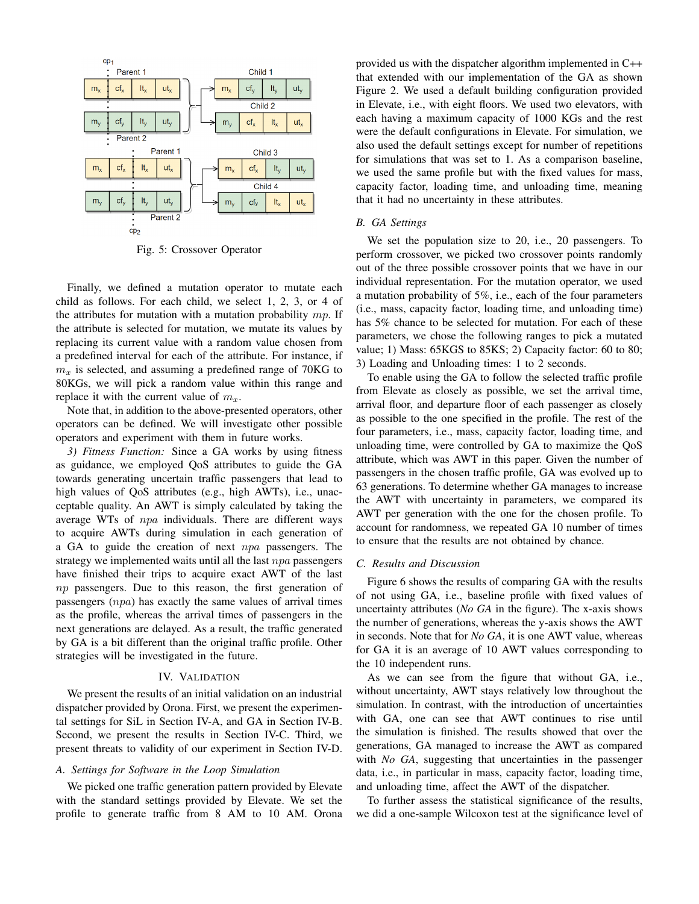Fig. 5: Crossover Operator

Finally, we defined a mutation operator to mutate each child as follows. For each child, we select 1, 2, 3, or 4 of the attributes for mutation with a mutation probability $mp$. If the attribute is selected for mutation, we mutate its values by replacing its current value with a random value chosen from a predefined interval for each of the attribute. For instance, if $m_x$ is selected, and assuming a predefined range of 70KG to 80KGs, we will pick a random value within this range and replace it with the current value of $m_x$.

Note that, in addition to the above-presented operators, other operators can be defined. We will investigate other possible operators and experiment with them in future works.

*3) Fitness Function:* Since a GA works by using fitness as guidance, we employed QoS attributes to guide the GA towards generating uncertain traffic passengers that lead to high values of QoS attributes (e.g., high AWTs), i.e., unacceptable quality. An AWT is simply calculated by taking the average WTs of $npa$ individuals. There are different ways to acquire AWTs during simulation in each generation of a GA to guide the creation of next $npa$ passengers. The strategy we implemented waits until all the last $npa$ passengers have finished their trips to acquire exact AWT of the last $np$ passengers. Due to this reason, the first generation of passengers ($npa$) has exactly the same values of arrival times as the profile, whereas the arrival times of passengers in the next generations are delayed. As a result, the traffic generated by GA is a bit different than the original traffic profile. Other strategies will be investigated in the future.

## IV. Validation

We present the results of an initial validation on an industrial dispatcher provided by Orona. First, we present the experimental settings for SiL in Section IV-A, and GA in Section IV-B. Second, we present the results in Section IV-C. Third, we present threats to validity of our experiment in Section IV-D.

### A. Settings for Software in the Loop Simulation

We picked one traffic generation pattern provided by Elevate with the standard settings provided by Elevate. We set the profile to generate traffic from 8 AM to 10 AM. Orona provided us with the dispatcher algorithm implemented in C++ that extended with our implementation of the GA as shown Figure 2. We used a default building configuration provided in Elevate, i.e., with eight floors. We used two elevators, with each having a maximum capacity of 1000 KGs and the rest were the default configurations in Elevate. For simulation, we also used the default settings except for number of repetitions for simulations that was set to 1. As a comparison baseline, we used the same profile but with the fixed values for mass, capacity factor, loading time, and unloading time, meaning that it had no uncertainty in these attributes.

### B. GA Settings

We set the population size to 20, i.e., 20 passengers. To perform crossover, we picked two crossover points randomly out of the three possible crossover points that we have in our individual representation. For the mutation operator, we used a mutation probability of 5%, i.e., each of the four parameters (i.e., mass, capacity factor, loading time, and unloading time) has 5% chance to be selected for mutation. For each of these parameters, we chose the following ranges to pick a mutated value; 1) Mass: 65KGS to 85KS; 2) Capacity factor: 60 to 80; 3) Loading and Unloading times: 1 to 2 seconds.

To enable using the GA to follow the selected traffic profile from Elevate as closely as possible, we set the arrival time, arrival floor, and departure floor of each passenger as closely as possible to the one specified in the profile. The rest of the four parameters, i.e., mass, capacity factor, loading time, and unloading time, were controlled by GA to maximize the QoS attribute, which was AWT in this paper. Given the number of passengers in the chosen traffic profile, GA was evolved up to 63 generations. To determine whether GA manages to increase the AWT with uncertainty in parameters, we compared its AWT per generation with the one for the chosen profile. To account for randomness, we repeated GA 10 number of times to ensure that the results are not obtained by chance.

### C. Results and Discussion

Figure 6 shows the results of comparing GA with the results of not using GA, i.e., baseline profile with fixed values of uncertainty attributes (*No GA* in the figure). The x-axis shows the number of generations, whereas the y-axis shows the AWT in seconds. Note that for *No GA*, it is one AWT value, whereas for GA it is an average of 10 AWT values corresponding to the 10 independent runs.

As we can see from the figure that without GA, i.e., without uncertainty, AWT stays relatively low throughout the simulation. In contrast, with the introduction of uncertainties with GA, one can see that AWT continues to rise until the simulation is finished. The results showed that over the generations, GA managed to increase the AWT as compared with *No GA*, suggesting that uncertainties in the passenger data, i.e., in particular in mass, capacity factor, loading time, and unloading time, affect the AWT of the dispatcher.

To further assess the statistical significance of the results, we did a one-sample Wilcoxon test at the significance level of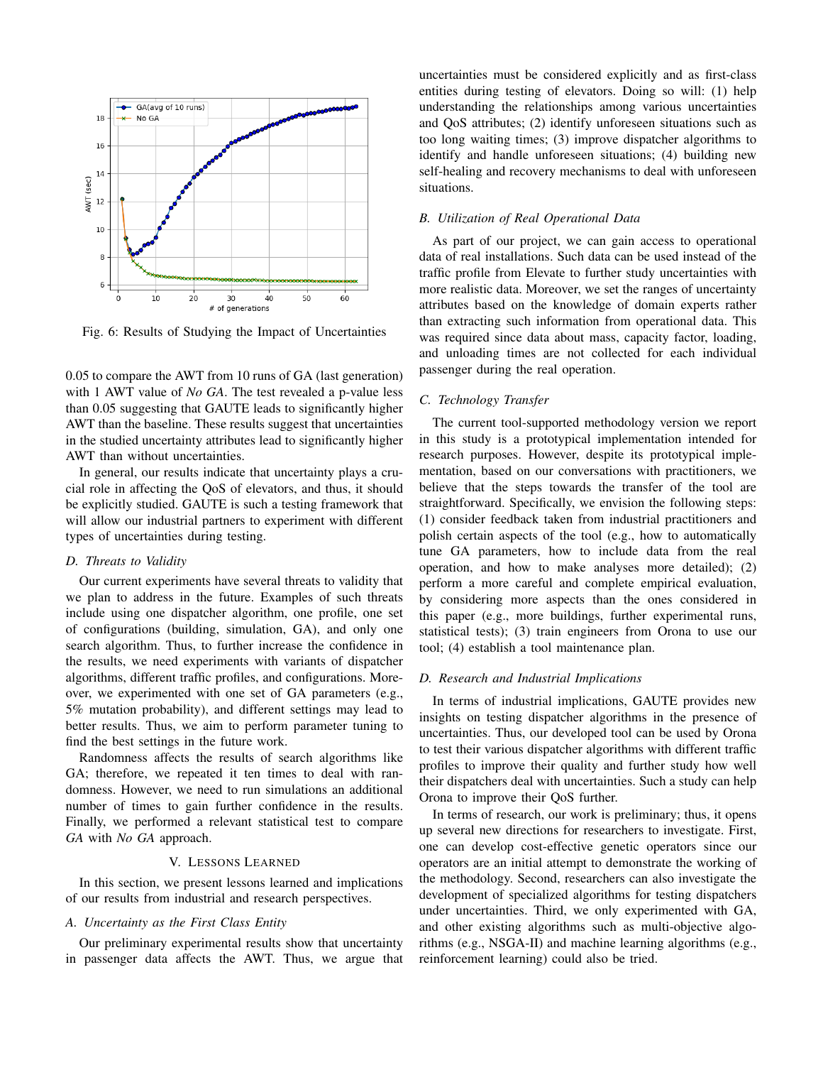Fig. 6: Results of Studying the Impact of Uncertainties

0.05 to compare the AWT from 10 runs of GA (last generation) with 1 AWT value of *No GA*. The test revealed a p-value less than 0.05 suggesting that GAUTE leads to significantly higher AWT than the baseline. These results suggest that uncertainties in the studied uncertainty attributes lead to significantly higher AWT than without uncertainties.

In general, our results indicate that uncertainty plays a crucial role in affecting the QoS of elevators, and thus, it should be explicitly studied. GAUTE is such a testing framework that will allow our industrial partners to experiment with different types of uncertainties during testing.

### *D. Threats to Validity*

Our current experiments have several threats to validity that we plan to address in the future. Examples of such threats include using one dispatcher algorithm, one profile, one set of configurations (building, simulation, GA), and only one search algorithm. Thus, to further increase the confidence in the results, we need experiments with variants of dispatcher algorithms, different traffic profiles, and configurations. Moreover, we experimented with one set of GA parameters (e.g., 5% mutation probability), and different settings may lead to better results. Thus, we aim to perform parameter tuning to find the best settings in the future work.

Randomness affects the results of search algorithms like GA; therefore, we repeated it ten times to deal with randomness. However, we need to run simulations an additional number of times to gain further confidence in the results. Finally, we performed a relevant statistical test to compare *GA* with *No GA* approach.

## V. Lessons Learned

In this section, we present lessons learned and implications of our results from industrial and research perspectives.

### *A. Uncertainty as the First Class Entity*

Our preliminary experimental results show that uncertainty in passenger data affects the AWT. Thus, we argue that uncertainties must be considered explicitly and as first-class entities during testing of elevators. Doing so will: (1) help understanding the relationships among various uncertainties and QoS attributes; (2) identify unforeseen situations such as too long waiting times; (3) improve dispatcher algorithms to identify and handle unforeseen situations; (4) building new self-healing and recovery mechanisms to deal with unforeseen situations.

### *B. Utilization of Real Operational Data*

As part of our project, we can gain access to operational data of real installations. Such data can be used instead of the traffic profile from Elevate to further study uncertainties with more realistic data. Moreover, we set the ranges of uncertainty attributes based on the knowledge of domain experts rather than extracting such information from operational data. This was required since data about mass, capacity factor, loading, and unloading times are not collected for each individual passenger during the real operation.

### *C. Technology Transfer*

The current tool-supported methodology version we report in this study is a prototypical implementation intended for research purposes. However, despite its prototypical implementation, based on our conversations with practitioners, we believe that the steps towards the transfer of the tool are straightforward. Specifically, we envision the following steps: (1) consider feedback taken from industrial practitioners and polish certain aspects of the tool (e.g., how to automatically tune GA parameters, how to include data from the real operation, and how to make analyses more detailed); (2) perform a more careful and complete empirical evaluation, by considering more aspects than the ones considered in this paper (e.g., more buildings, further experimental runs, statistical tests); (3) train engineers from Orona to use our tool; (4) establish a tool maintenance plan.

### *D. Research and Industrial Implications*

In terms of industrial implications, GAUTE provides new insights on testing dispatcher algorithms in the presence of uncertainties. Thus, our developed tool can be used by Orona to test their various dispatcher algorithms with different traffic profiles to improve their quality and further study how well their dispatchers deal with uncertainties. Such a study can help Orona to improve their QoS further.

In terms of research, our work is preliminary; thus, it opens up several new directions for researchers to investigate. First, one can develop cost-effective genetic operators since our operators are an initial attempt to demonstrate the working of the methodology. Second, researchers can also investigate the development of specialized algorithms for testing dispatchers under uncertainties. Third, we only experimented with GA, and other existing algorithms such as multi-objective algorithms (e.g., NSGA-II) and machine learning algorithms (e.g., reinforcement learning) could also be tried.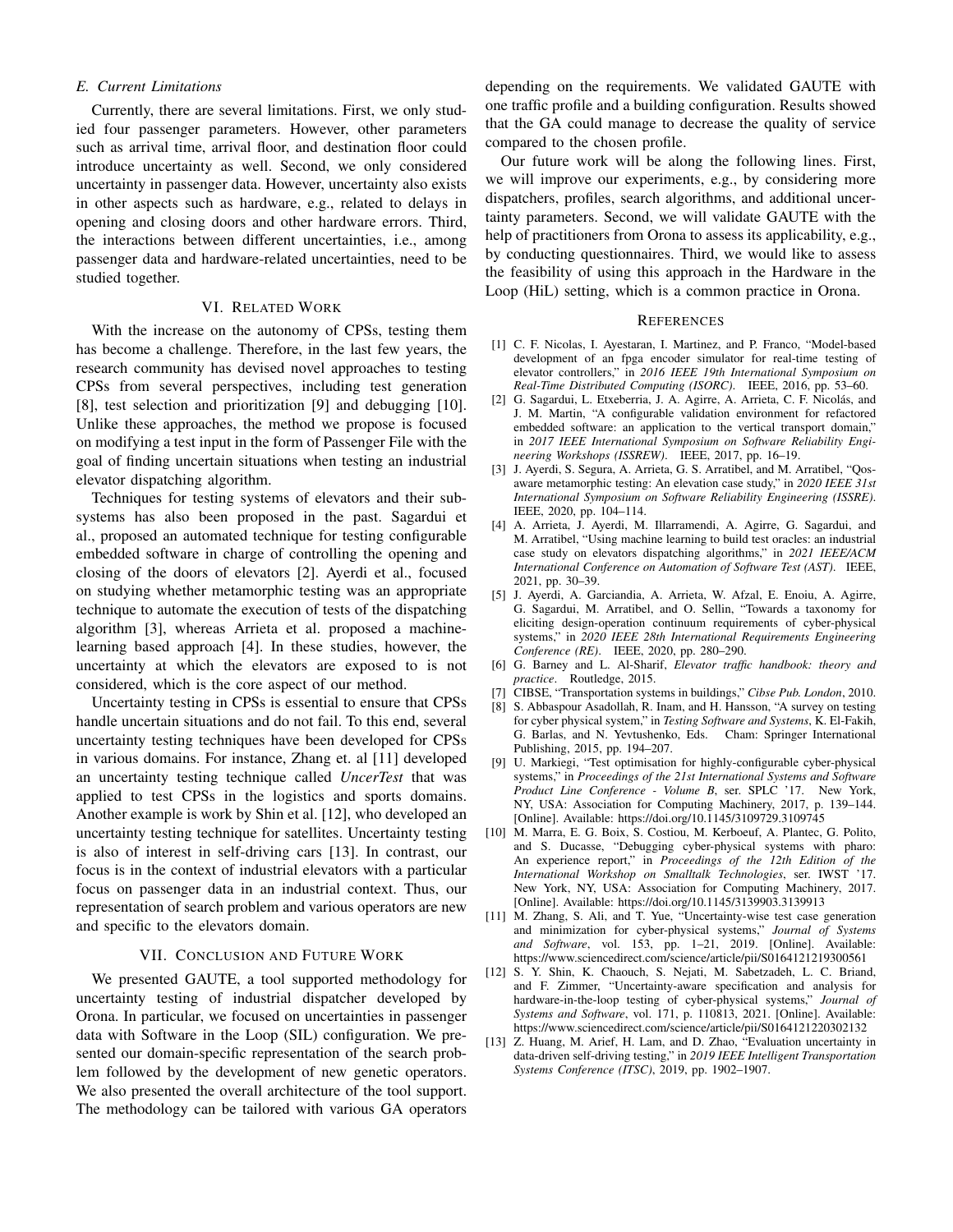### E. Current Limitations

Currently, there are several limitations. First, we only studied four passenger parameters. However, other parameters such as arrival time, arrival floor, and destination floor could introduce uncertainty as well. Second, we only considered uncertainty in passenger data. However, uncertainty also exists in other aspects such as hardware, e.g., related to delays in opening and closing doors and other hardware errors. Third, the interactions between different uncertainties, i.e., among passenger data and hardware-related uncertainties, need to be studied together.

## VI. Related Work

With the increase on the autonomy of CPSs, testing them has become a challenge. Therefore, in the last few years, the research community has devised novel approaches to testing CPSs from several perspectives, including test generation [8], test selection and prioritization [9] and debugging [10]. Unlike these approaches, the method we propose is focused on modifying a test input in the form of Passenger File with the goal of finding uncertain situations when testing an industrial elevator dispatching algorithm.

Techniques for testing systems of elevators and their subsystems has also been proposed in the past. Sagardui et al., proposed an automated technique for testing configurable embedded software in charge of controlling the opening and closing of the doors of elevators [2]. Ayerdi et al., focused on studying whether metamorphic testing was an appropriate technique to automate the execution of tests of the dispatching algorithm [3], whereas Arrieta et al. proposed a machine-learning based approach [4]. In these studies, however, the uncertainty at which the elevators are exposed to is not considered, which is the core aspect of our method.

Uncertainty testing in CPSs is essential to ensure that CPSs handle uncertain situations and do not fail. To this end, several uncertainty testing techniques have been developed for CPSs in various domains. For instance, Zhang et al [11] developed an uncertainty testing technique called *UncerTest* that was applied to test CPSs in the logistics and sports domains. Another example is work by Shin et al. [12], who developed an uncertainty testing technique for satellites. Uncertainty testing is also of interest in self-driving cars [13]. In contrast, our focus is in the context of industrial elevators with a particular focus on passenger data in an industrial context. Thus, our representation of search problem and various operators are new and specific to the elevators domain.

## VII. Conclusion and Future Work

We presented GAUTE, a tool supported methodology for uncertainty testing of industrial dispatcher developed by Orona. In particular, we focused on uncertainties in passenger data with Software in the Loop (SIL) configuration. We presented our domain-specific representation of the search problem followed by the development of new genetic operators. We also presented the overall architecture of the tool support. The methodology can be tailored with various GA operators depending on the requirements. We validated GAUTE with one traffic profile and a building configuration. Results showed that the GA could manage to decrease the quality of service compared to the chosen profile.

Our future work will be along the following lines. First, we will improve our experiments, e.g., by considering more dispatchers, profiles, search algorithms, and additional uncertainty parameters. Second, we will validate GAUTE with the help of practitioners from Orona to assess its applicability, e.g., by conducting questionnaires. Third, we would like to assess the feasibility of using this approach in the Hardware in the Loop (HiL) setting, which is a common practice in Orona.

## References

[1] C. F. Nicolas, J. Ayestaran, I. Martinez, and P. Franco, "Model-based development of an fpga encoder simulator for real-time testing of elevator controllers," in *2016 IEEE 19th International Symposium on Real-Time Distributed Computing (ISORC)*. IEEE, 2016, pp. 53–60.

[2] G. Sagardui, L. Etxeberria, J. A. Agirre, A. Arrieta, C. F. Nicolás, and J. M. Martin, "A configurable validation environment for refactored embedded software: an application to the vertical transport domain," in *2017 IEEE International Symposium on Software Reliability Engineering Workshops (ISSREW)*. IEEE, 2017, pp. 16–19.

[3] J. Ayerdi, S. Segura, A. Arrieta, G. S. Arratibel, and M. Arratibel, "Qos-aware metamorphic testing: An elevation case study," in *2020 IEEE 31st International Symposium on Software Reliability Engineering (ISSRE)*. IEEE, 2020, pp. 104–114.

[4] A. Arrieta, J. Ayerdi, M. Illarramendi, A. Agirre, G. Sagardui, and M. Arratibel, "Using machine learning to build test oracles: an industrial case study on elevators dispatching algorithms," in *2021 IEEE/ACM International Conference on Automation of Software Test (AST)*. IEEE, 2021, pp. 30–39.

[5] J. Ayerdi, A. Garciandia, A. Arrieta, W. Afzal, E. Enoiu, A. Agirre, G. Sagardui, M. Arratibel, and O. Sellin, "Towards a taxonomy for eliciting design-operation continuum requirements of cyber-physical systems," in *2020 IEEE 28th International Requirements Engineering Conference (RE)*. IEEE, 2020, pp. 280–290.

[6] G. Barney and L. Al-Sharif, *Elevator traffic handbook: theory and practice*. Routledge, 2015.

[7] CIBSE, "Transportation systems in buildings," *Cibse Pub. London*, 2010.

[8] S. Abbaspour Asadollah, R. Inam, and H. Hansson, "A survey on testing for cyber physical system," in *Testing Software and Systems*, K. El-Fakih, G. Barlas, and N. Yevtushenko, Eds. Cham: Springer International Publishing, 2015, pp. 194–207.

[9] U. Markiegi, "Test optimisation for highly-configurable cyber-physical systems," in *Proceedings of the 21st International Systems and Software Product Line Conference - Volume B*, ser. SPLC '17. New York, NY, USA: Association for Computing Machinery, 2017, p. 139–144. [Online]. Available: https://doi.org/10.1145/3109729.3109745

[10] M. Marra, E. G. Boix, S. Costiou, M. Kerboeuf, A. Plantec, G. Polito, and S. Ducasse, "Debugging cyber-physical systems with pharo: An experience report," in *Proceedings of the 12th Edition of the International Workshop on Smalltalk Technologies*, ser. IWST '17. New York, NY, USA: Association for Computing Machinery, 2017. [Online]. Available: https://doi.org/10.1145/3139903.3139913

[11] M. Zhang, S. Ali, and T. Yue, "Uncertainty-wise test case generation and minimization for cyber-physical systems," *Journal of Systems and Software*, vol. 153, pp. 1–21, 2019. [Online]. Available: https://www.sciencedirect.com/science/article/pii/S0164121219300561

[12] S. Y. Shin, K. Chaouch, S. Nejati, M. Sabetzadeh, L. C. Briand, and F. Zimmer, "Uncertainty-aware specification and analysis for hardware-in-the-loop testing of cyber-physical systems," *Journal of Systems and Software*, vol. 171, p. 110813, 2021. [Online]. Available: https://www.sciencedirect.com/science/article/pii/S0164121220302132

[13] Z. Huang, M. Arief, H. Lam, and D. Zhao, "Evaluation uncertainty in data-driven self-driving testing," in *2019 IEEE Intelligent Transportation Systems Conference (ITSC)*, 2019, pp. 1902–1907.